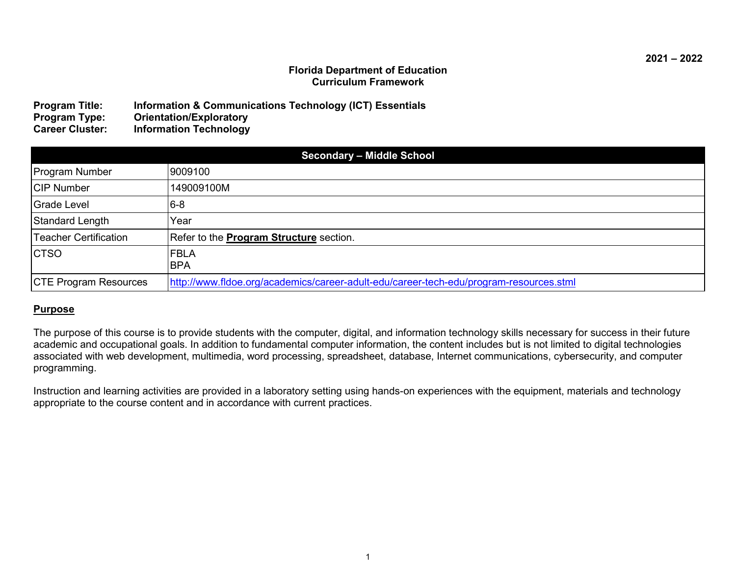2021 – 2022

**Florida Department of Education**
**Curriculum Framework**

**Program Title:** Information & Communications Technology (ICT) Essentials
**Program Type:** Orientation/Exploratory
**Career Cluster:** Information Technology

| Secondary – Middle School | |
|---|---|
| Program Number | 9009100 |
| CIP Number | 149009100M |
| Grade Level | 6-8 |
| Standard Length | Year |
| Teacher Certification | Refer to the **Program Structure** section. |
| CTSO | FBLA<br>BPA |
| CTE Program Resources | http://www.fldoe.org/academics/career-adult-edu/career-tech-edu/program-resources.stml |

## Purpose

The purpose of this course is to provide students with the computer, digital, and information technology skills necessary for success in their future academic and occupational goals. In addition to fundamental computer information, the content includes but is not limited to digital technologies associated with web development, multimedia, word processing, spreadsheet, database, Internet communications, cybersecurity, and computer programming.

Instruction and learning activities are provided in a laboratory setting using hands-on experiences with the equipment, materials and technology appropriate to the course content and in accordance with current practices.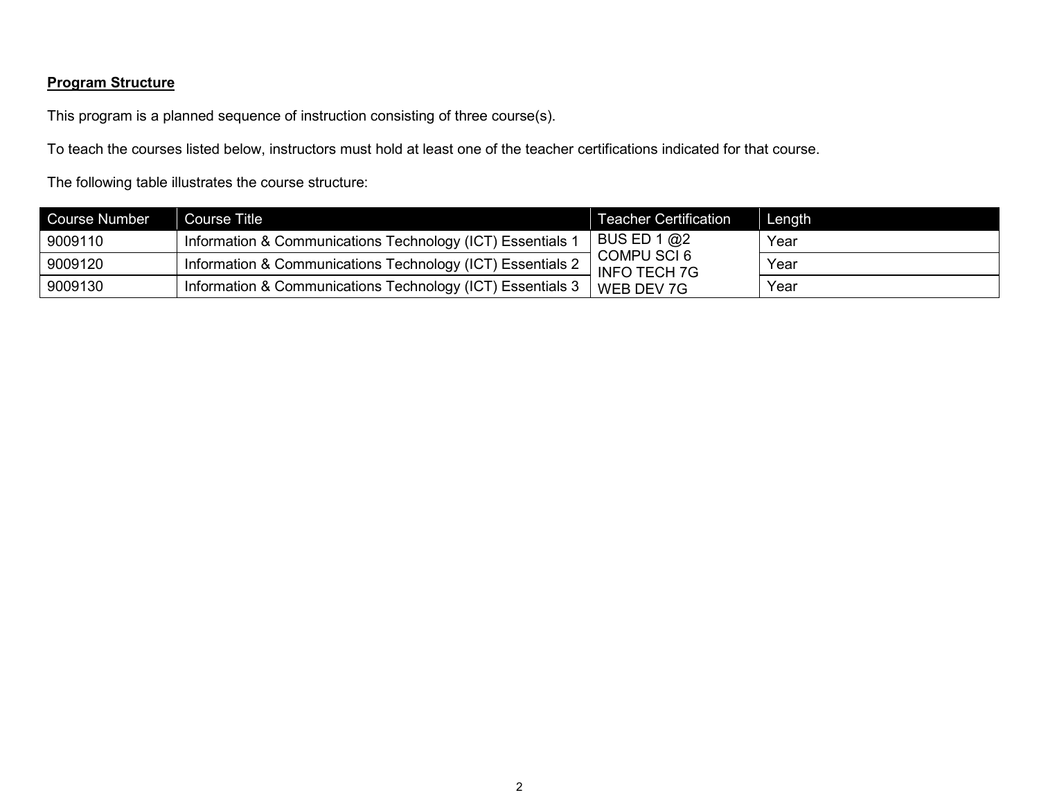**Program Structure**

This program is a planned sequence of instruction consisting of three course(s).

To teach the courses listed below, instructors must hold at least one of the teacher certifications indicated for that course.

The following table illustrates the course structure:

| Course Number | Course Title | Teacher Certification | Length |
|---|---|---|---|
| 9009110 | Information & Communications Technology (ICT) Essentials 1 | BUS ED 1 @2<br>COMPU SCI 6<br>INFO TECH 7G<br>WEB DEV 7G | Year |
| 9009120 | Information & Communications Technology (ICT) Essentials 2 | | Year |
| 9009130 | Information & Communications Technology (ICT) Essentials 3 | | Year |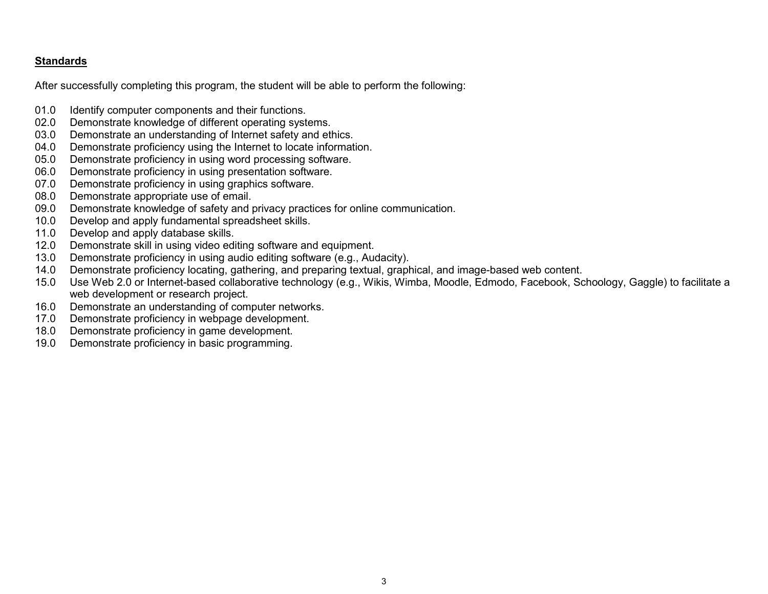**Standards**

After successfully completing this program, the student will be able to perform the following:

01.0 Identify computer components and their functions.
02.0 Demonstrate knowledge of different operating systems.
03.0 Demonstrate an understanding of Internet safety and ethics.
04.0 Demonstrate proficiency using the Internet to locate information.
05.0 Demonstrate proficiency in using word processing software.
06.0 Demonstrate proficiency in using presentation software.
07.0 Demonstrate proficiency in using graphics software.
08.0 Demonstrate appropriate use of email.
09.0 Demonstrate knowledge of safety and privacy practices for online communication.
10.0 Develop and apply fundamental spreadsheet skills.
11.0 Develop and apply database skills.
12.0 Demonstrate skill in using video editing software and equipment.
13.0 Demonstrate proficiency in using audio editing software (e.g., Audacity).
14.0 Demonstrate proficiency locating, gathering, and preparing textual, graphical, and image-based web content.
15.0 Use Web 2.0 or Internet-based collaborative technology (e.g., Wikis, Wimba, Moodle, Edmodo, Facebook, Schoology, Gaggle) to facilitate a web development or research project.
16.0 Demonstrate an understanding of computer networks.
17.0 Demonstrate proficiency in webpage development.
18.0 Demonstrate proficiency in game development.
19.0 Demonstrate proficiency in basic programming.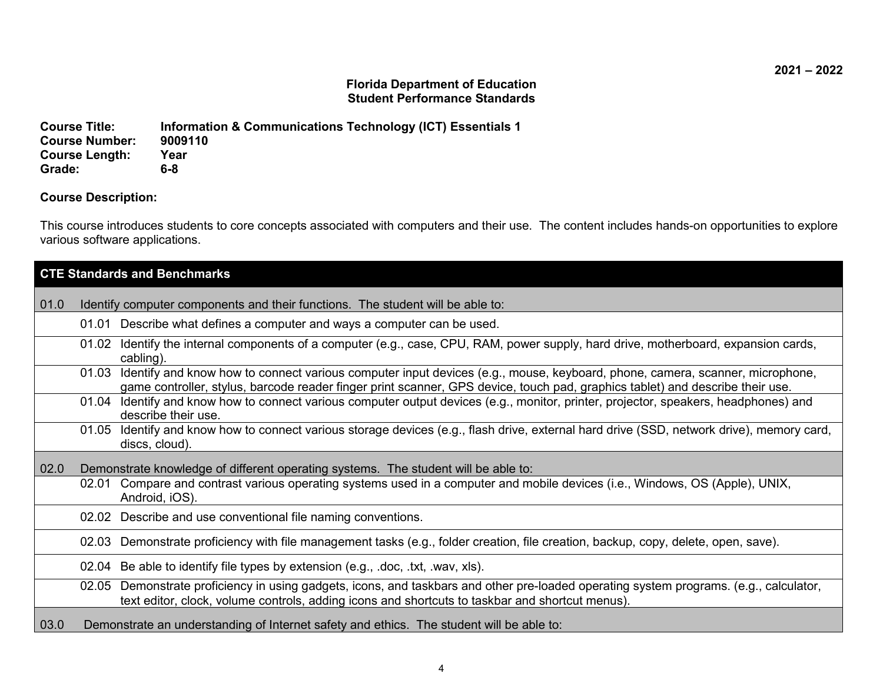2021 – 2022

**Florida Department of Education**
**Student Performance Standards**

**Course Title:** Information & Communications Technology (ICT) Essentials 1
**Course Number:** 9009110
**Course Length:** Year
**Grade:** 6-8

**Course Description:**

This course introduces students to core concepts associated with computers and their use. The content includes hands-on opportunities to explore various software applications.

| CTE Standards and Benchmarks | |
|---|---|
| 01.0 | Identify computer components and their functions. The student will be able to: |
| 01.01 | Describe what defines a computer and ways a computer can be used. |
| 01.02 | Identify the internal components of a computer (e.g., case, CPU, RAM, power supply, hard drive, motherboard, expansion cards, cabling). |
| 01.03 | Identify and know how to connect various computer input devices (e.g., mouse, keyboard, phone, camera, scanner, microphone, game controller, stylus, barcode reader finger print scanner, GPS device, touch pad, graphics tablet) and describe their use. |
| 01.04 | Identify and know how to connect various computer output devices (e.g., monitor, printer, projector, speakers, headphones) and describe their use. |
| 01.05 | Identify and know how to connect various storage devices (e.g., flash drive, external hard drive (SSD, network drive), memory card, discs, cloud). |
| 02.0 | Demonstrate knowledge of different operating systems. The student will be able to: |
| 02.01 | Compare and contrast various operating systems used in a computer and mobile devices (i.e., Windows, OS (Apple), UNIX, Android, iOS). |
| 02.02 | Describe and use conventional file naming conventions. |
| 02.03 | Demonstrate proficiency with file management tasks (e.g., folder creation, file creation, backup, copy, delete, open, save). |
| 02.04 | Be able to identify file types by extension (e.g., .doc, .txt, .wav, xls). |
| 02.05 | Demonstrate proficiency in using gadgets, icons, and taskbars and other pre-loaded operating system programs. (e.g., calculator, text editor, clock, volume controls, adding icons and shortcuts to taskbar and shortcut menus). |
| 03.0 | Demonstrate an understanding of Internet safety and ethics. The student will be able to: |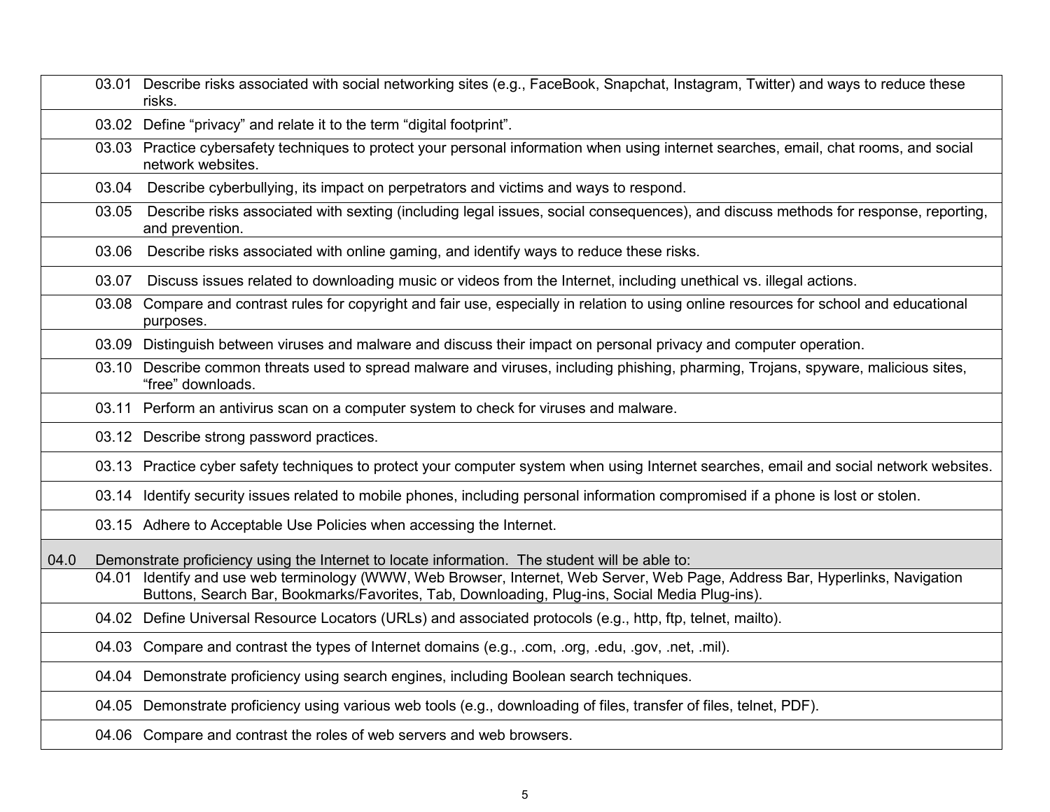| | | |
|---|---|---|
| | 03.01 | Describe risks associated with social networking sites (e.g., FaceBook, Snapchat, Instagram, Twitter) and ways to reduce these risks. |
| | 03.02 | Define “privacy” and relate it to the term “digital footprint”. |
| | 03.03 | Practice cybersafety techniques to protect your personal information when using internet searches, email, chat rooms, and social network websites. |
| | 03.04 | Describe cyberbullying, its impact on perpetrators and victims and ways to respond. |
| | 03.05 | Describe risks associated with sexting (including legal issues, social consequences), and discuss methods for response, reporting, and prevention. |
| | 03.06 | Describe risks associated with online gaming, and identify ways to reduce these risks. |
| | 03.07 | Discuss issues related to downloading music or videos from the Internet, including unethical vs. illegal actions. |
| | 03.08 | Compare and contrast rules for copyright and fair use, especially in relation to using online resources for school and educational purposes. |
| | 03.09 | Distinguish between viruses and malware and discuss their impact on personal privacy and computer operation. |
| | 03.10 | Describe common threats used to spread malware and viruses, including phishing, pharming, Trojans, spyware, malicious sites, “free” downloads. |
| | 03.11 | Perform an antivirus scan on a computer system to check for viruses and malware. |
| | 03.12 | Describe strong password practices. |
| | 03.13 | Practice cyber safety techniques to protect your computer system when using Internet searches, email and social network websites. |
| | 03.14 | Identify security issues related to mobile phones, including personal information compromised if a phone is lost or stolen. |
| | 03.15 | Adhere to Acceptable Use Policies when accessing the Internet. |
| 04.0 | Demonstrate proficiency using the Internet to locate information. The student will be able to: | |
| | 04.01 | Identify and use web terminology (WWW, Web Browser, Internet, Web Server, Web Page, Address Bar, Hyperlinks, Navigation Buttons, Search Bar, Bookmarks/Favorites, Tab, Downloading, Plug-ins, Social Media Plug-ins). |
| | 04.02 | Define Universal Resource Locators (URLs) and associated protocols (e.g., http, ftp, telnet, mailto). |
| | 04.03 | Compare and contrast the types of Internet domains (e.g., .com, .org, .edu, .gov, .net, .mil). |
| | 04.04 | Demonstrate proficiency using search engines, including Boolean search techniques. |
| | 04.05 | Demonstrate proficiency using various web tools (e.g., downloading of files, transfer of files, telnet, PDF). |
| | 04.06 | Compare and contrast the roles of web servers and web browsers. |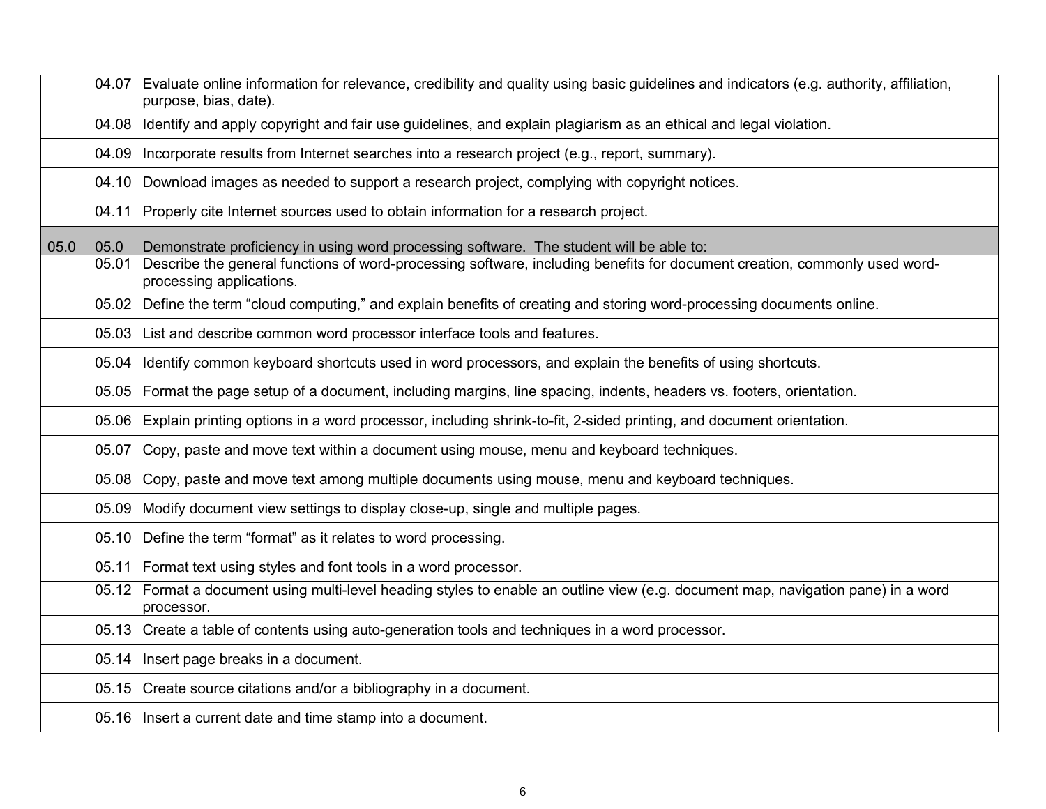| | | |
|---|---|---|
| | 04.07 | Evaluate online information for relevance, credibility and quality using basic guidelines and indicators (e.g. authority, affiliation, purpose, bias, date). |
| | 04.08 | Identify and apply copyright and fair use guidelines, and explain plagiarism as an ethical and legal violation. |
| | 04.09 | Incorporate results from Internet searches into a research project (e.g., report, summary). |
| | 04.10 | Download images as needed to support a research project, complying with copyright notices. |
| | 04.11 | Properly cite Internet sources used to obtain information for a research project. |
| 05.0 | 05.0 | Demonstrate proficiency in using word processing software. The student will be able to: |
| | 05.01 | Describe the general functions of word-processing software, including benefits for document creation, commonly used word-processing applications. |
| | 05.02 | Define the term "cloud computing," and explain benefits of creating and storing word-processing documents online. |
| | 05.03 | List and describe common word processor interface tools and features. |
| | 05.04 | Identify common keyboard shortcuts used in word processors, and explain the benefits of using shortcuts. |
| | 05.05 | Format the page setup of a document, including margins, line spacing, indents, headers vs. footers, orientation. |
| | 05.06 | Explain printing options in a word processor, including shrink-to-fit, 2-sided printing, and document orientation. |
| | 05.07 | Copy, paste and move text within a document using mouse, menu and keyboard techniques. |
| | 05.08 | Copy, paste and move text among multiple documents using mouse, menu and keyboard techniques. |
| | 05.09 | Modify document view settings to display close-up, single and multiple pages. |
| | 05.10 | Define the term "format" as it relates to word processing. |
| | 05.11 | Format text using styles and font tools in a word processor. |
| | 05.12 | Format a document using multi-level heading styles to enable an outline view (e.g. document map, navigation pane) in a word processor. |
| | 05.13 | Create a table of contents using auto-generation tools and techniques in a word processor. |
| | 05.14 | Insert page breaks in a document. |
| | 05.15 | Create source citations and/or a bibliography in a document. |
| | 05.16 | Insert a current date and time stamp into a document. |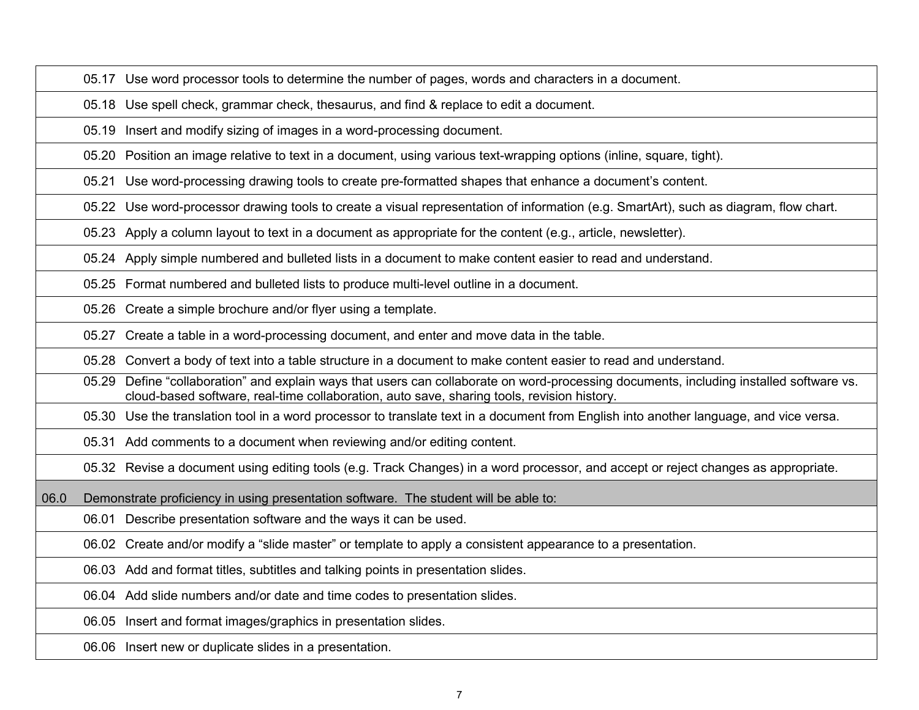| | | |
|---|---|---|
| | 05.17 | Use word processor tools to determine the number of pages, words and characters in a document. |
| | 05.18 | Use spell check, grammar check, thesaurus, and find & replace to edit a document. |
| | 05.19 | Insert and modify sizing of images in a word-processing document. |
| | 05.20 | Position an image relative to text in a document, using various text-wrapping options (inline, square, tight). |
| | 05.21 | Use word-processing drawing tools to create pre-formatted shapes that enhance a document's content. |
| | 05.22 | Use word-processor drawing tools to create a visual representation of information (e.g. SmartArt), such as diagram, flow chart. |
| | 05.23 | Apply a column layout to text in a document as appropriate for the content (e.g., article, newsletter). |
| | 05.24 | Apply simple numbered and bulleted lists in a document to make content easier to read and understand. |
| | 05.25 | Format numbered and bulleted lists to produce multi-level outline in a document. |
| | 05.26 | Create a simple brochure and/or flyer using a template. |
| | 05.27 | Create a table in a word-processing document, and enter and move data in the table. |
| | 05.28 | Convert a body of text into a table structure in a document to make content easier to read and understand. |
| | 05.29 | Define "collaboration" and explain ways that users can collaborate on word-processing documents, including installed software vs. cloud-based software, real-time collaboration, auto save, sharing tools, revision history. |
| | 05.30 | Use the translation tool in a word processor to translate text in a document from English into another language, and vice versa. |
| | 05.31 | Add comments to a document when reviewing and/or editing content. |
| | 05.32 | Revise a document using editing tools (e.g. Track Changes) in a word processor, and accept or reject changes as appropriate. |
| 06.0 | Demonstrate proficiency in using presentation software. The student will be able to: | |
| | 06.01 | Describe presentation software and the ways it can be used. |
| | 06.02 | Create and/or modify a "slide master" or template to apply a consistent appearance to a presentation. |
| | 06.03 | Add and format titles, subtitles and talking points in presentation slides. |
| | 06.04 | Add slide numbers and/or date and time codes to presentation slides. |
| | 06.05 | Insert and format images/graphics in presentation slides. |
| | 06.06 | Insert new or duplicate slides in a presentation. |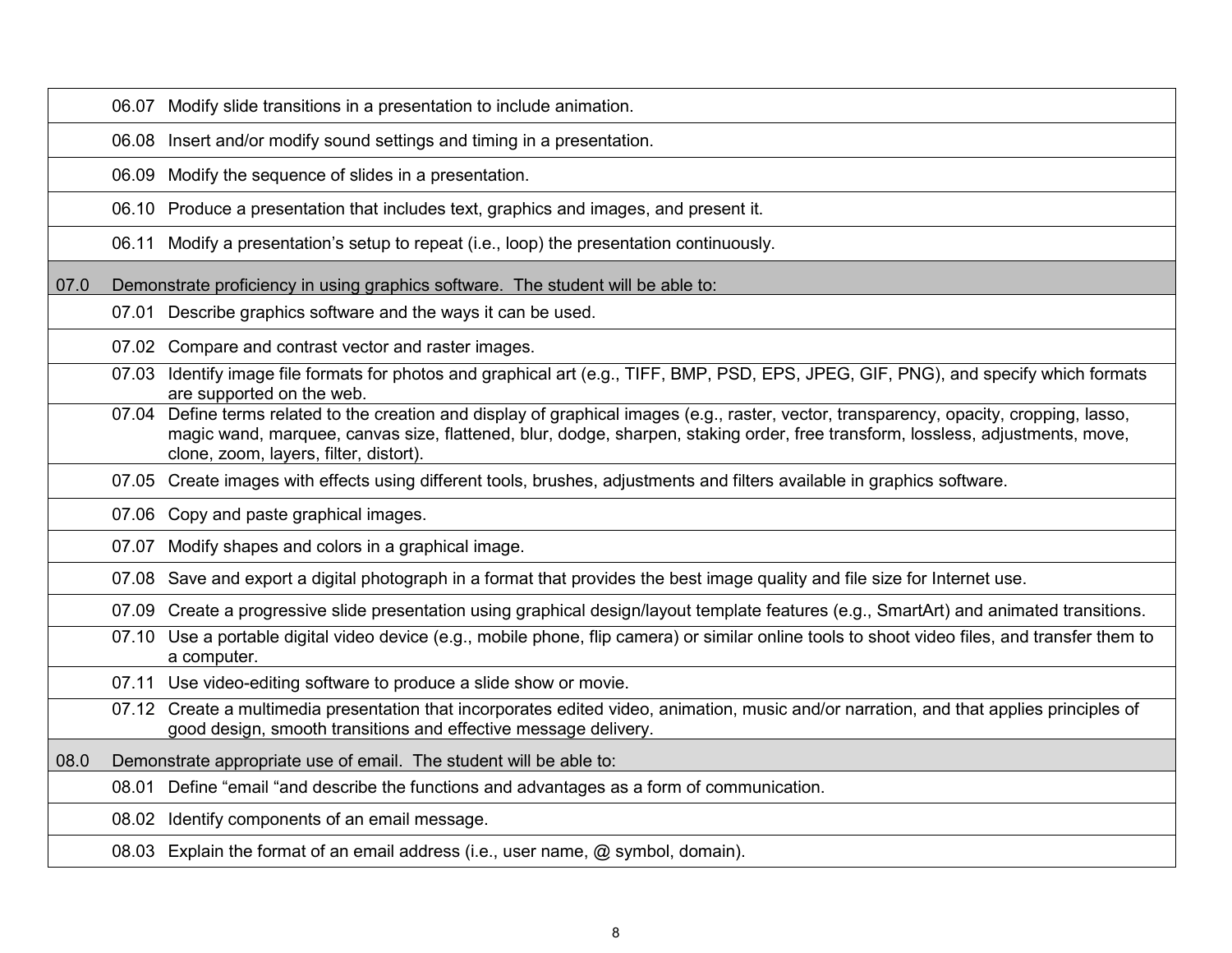| | | |
|---|---|---|
| | 06.07 | Modify slide transitions in a presentation to include animation. |
| | 06.08 | Insert and/or modify sound settings and timing in a presentation. |
| | 06.09 | Modify the sequence of slides in a presentation. |
| | 06.10 | Produce a presentation that includes text, graphics and images, and present it. |
| | 06.11 | Modify a presentation's setup to repeat (i.e., loop) the presentation continuously. |
| 07.0 | Demonstrate proficiency in using graphics software. The student will be able to: | |
| | 07.01 | Describe graphics software and the ways it can be used. |
| | 07.02 | Compare and contrast vector and raster images. |
| | 07.03 | Identify image file formats for photos and graphical art (e.g., TIFF, BMP, PSD, EPS, JPEG, GIF, PNG), and specify which formats are supported on the web. |
| | 07.04 | Define terms related to the creation and display of graphical images (e.g., raster, vector, transparency, opacity, cropping, lasso, magic wand, marquee, canvas size, flattened, blur, dodge, sharpen, staking order, free transform, lossless, adjustments, move, clone, zoom, layers, filter, distort). |
| | 07.05 | Create images with effects using different tools, brushes, adjustments and filters available in graphics software. |
| | 07.06 | Copy and paste graphical images. |
| | 07.07 | Modify shapes and colors in a graphical image. |
| | 07.08 | Save and export a digital photograph in a format that provides the best image quality and file size for Internet use. |
| | 07.09 | Create a progressive slide presentation using graphical design/layout template features (e.g., SmartArt) and animated transitions. |
| | 07.10 | Use a portable digital video device (e.g., mobile phone, flip camera) or similar online tools to shoot video files, and transfer them to a computer. |
| | 07.11 | Use video-editing software to produce a slide show or movie. |
| | 07.12 | Create a multimedia presentation that incorporates edited video, animation, music and/or narration, and that applies principles of good design, smooth transitions and effective message delivery. |
| 08.0 | Demonstrate appropriate use of email. The student will be able to: | |
| | 08.01 | Define "email "and describe the functions and advantages as a form of communication. |
| | 08.02 | Identify components of an email message. |
| | 08.03 | Explain the format of an email address (i.e., user name, @ symbol, domain). |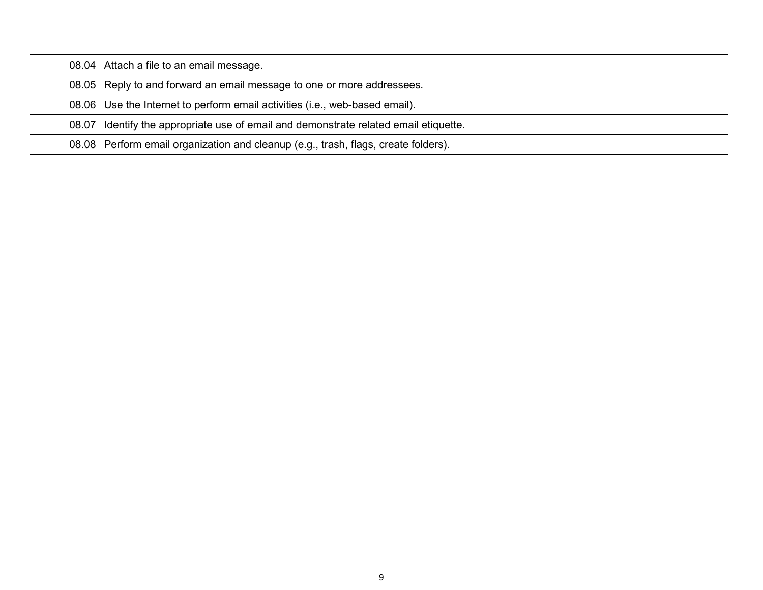| | |
|---|---|
| 08.04 | Attach a file to an email message. |
| 08.05 | Reply to and forward an email message to one or more addressees. |
| 08.06 | Use the Internet to perform email activities (i.e., web-based email). |
| 08.07 | Identify the appropriate use of email and demonstrate related email etiquette. |
| 08.08 | Perform email organization and cleanup (e.g., trash, flags, create folders). |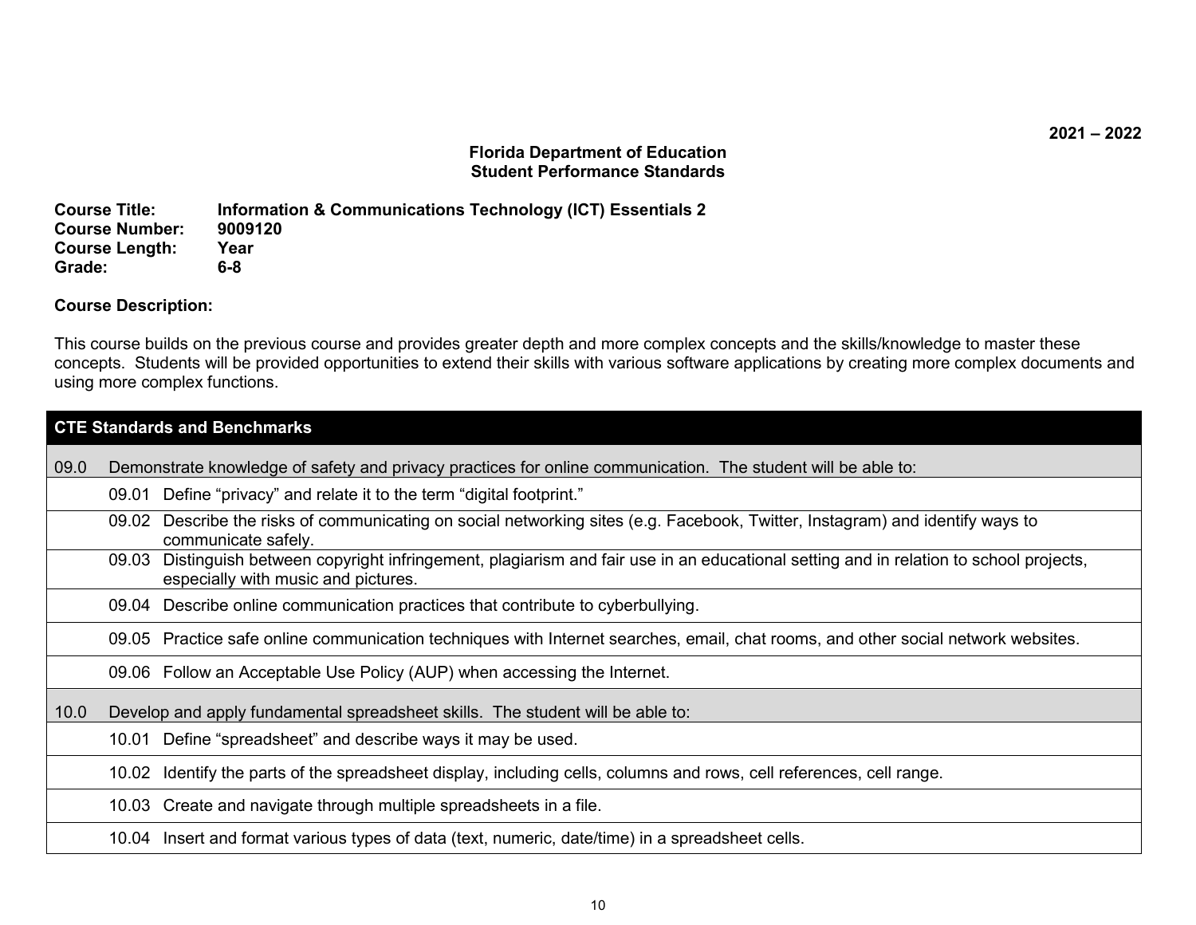2021 – 2022

**Florida Department of Education**
**Student Performance Standards**

**Course Title:** Information & Communications Technology (ICT) Essentials 2
**Course Number:** 9009120
**Course Length:** Year
**Grade:** 6-8

**Course Description:**

This course builds on the previous course and provides greater depth and more complex concepts and the skills/knowledge to master these concepts. Students will be provided opportunities to extend their skills with various software applications by creating more complex documents and using more complex functions.

| CTE Standards and Benchmarks | | |
|---|---|---|
| 09.0 | Demonstrate knowledge of safety and privacy practices for online communication. The student will be able to: | |
| | 09.01 | Define “privacy” and relate it to the term “digital footprint.” |
| | 09.02 | Describe the risks of communicating on social networking sites (e.g. Facebook, Twitter, Instagram) and identify ways to communicate safely. |
| | 09.03 | Distinguish between copyright infringement, plagiarism and fair use in an educational setting and in relation to school projects, especially with music and pictures. |
| | 09.04 | Describe online communication practices that contribute to cyberbullying. |
| | 09.05 | Practice safe online communication techniques with Internet searches, email, chat rooms, and other social network websites. |
| | 09.06 | Follow an Acceptable Use Policy (AUP) when accessing the Internet. |
| 10.0 | Develop and apply fundamental spreadsheet skills. The student will be able to: | |
| | 10.01 | Define “spreadsheet” and describe ways it may be used. |
| | 10.02 | Identify the parts of the spreadsheet display, including cells, columns and rows, cell references, cell range. |
| | 10.03 | Create and navigate through multiple spreadsheets in a file. |
| | 10.04 | Insert and format various types of data (text, numeric, date/time) in a spreadsheet cells. |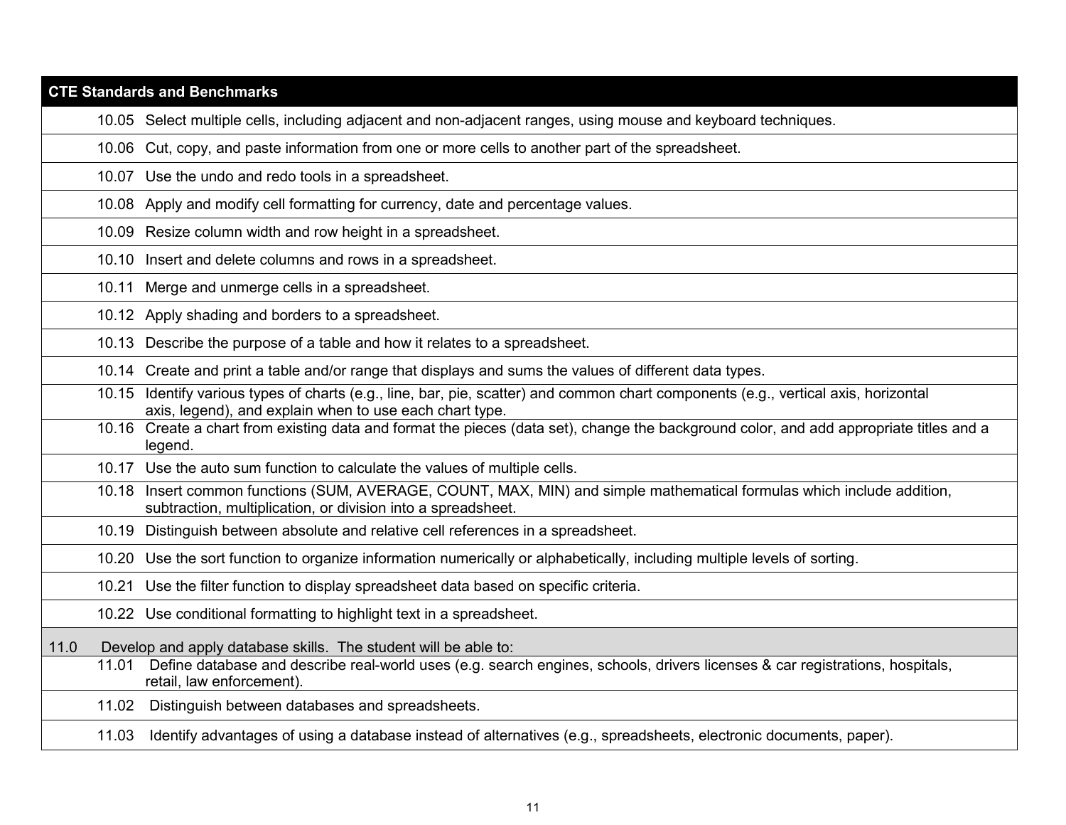| CTE Standards and Benchmarks |
|---|
| 10.05 Select multiple cells, including adjacent and non-adjacent ranges, using mouse and keyboard techniques. |
| 10.06 Cut, copy, and paste information from one or more cells to another part of the spreadsheet. |
| 10.07 Use the undo and redo tools in a spreadsheet. |
| 10.08 Apply and modify cell formatting for currency, date and percentage values. |
| 10.09 Resize column width and row height in a spreadsheet. |
| 10.10 Insert and delete columns and rows in a spreadsheet. |
| 10.11 Merge and unmerge cells in a spreadsheet. |
| 10.12 Apply shading and borders to a spreadsheet. |
| 10.13 Describe the purpose of a table and how it relates to a spreadsheet. |
| 10.14 Create and print a table and/or range that displays and sums the values of different data types. |
| 10.15 Identify various types of charts (e.g., line, bar, pie, scatter) and common chart components (e.g., vertical axis, horizontal axis, legend), and explain when to use each chart type. |
| 10.16 Create a chart from existing data and format the pieces (data set), change the background color, and add appropriate titles and a legend. |
| 10.17 Use the auto sum function to calculate the values of multiple cells. |
| 10.18 Insert common functions (SUM, AVERAGE, COUNT, MAX, MIN) and simple mathematical formulas which include addition, subtraction, multiplication, or division into a spreadsheet. |
| 10.19 Distinguish between absolute and relative cell references in a spreadsheet. |
| 10.20 Use the sort function to organize information numerically or alphabetically, including multiple levels of sorting. |
| 10.21 Use the filter function to display spreadsheet data based on specific criteria. |
| 10.22 Use conditional formatting to highlight text in a spreadsheet. |
| 11.0 Develop and apply database skills. The student will be able to: |
| 11.01 Define database and describe real-world uses (e.g. search engines, schools, drivers licenses & car registrations, hospitals, retail, law enforcement). |
| 11.02 Distinguish between databases and spreadsheets. |
| 11.03 Identify advantages of using a database instead of alternatives (e.g., spreadsheets, electronic documents, paper). |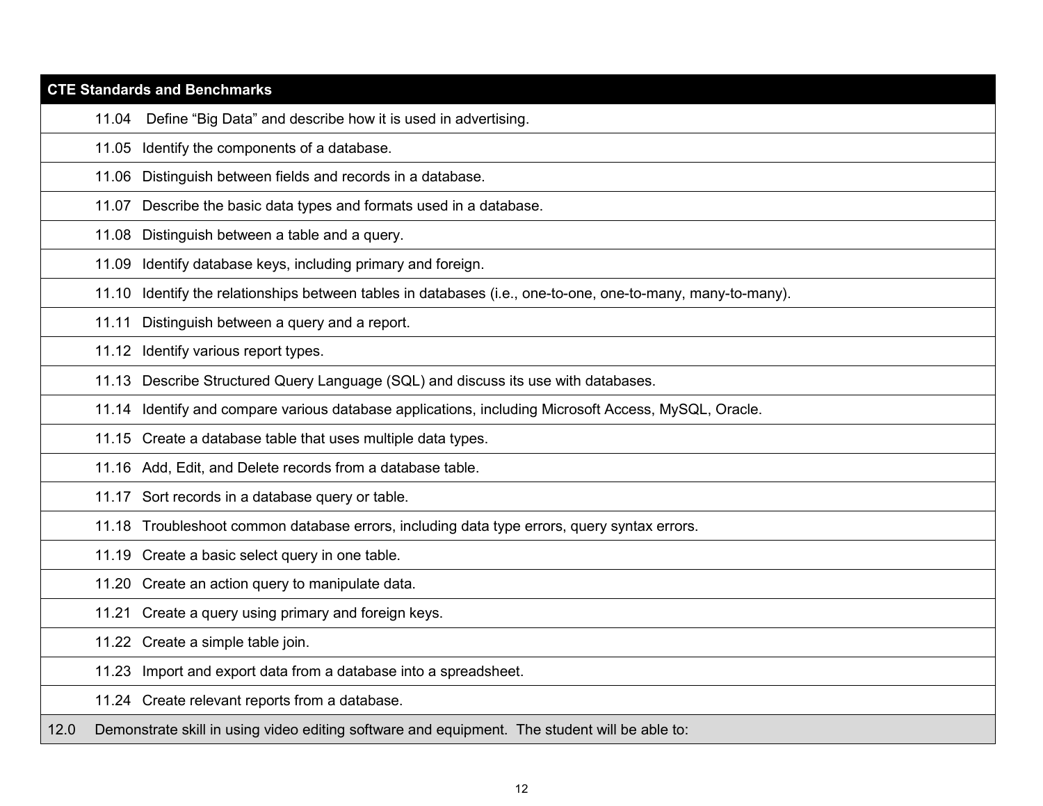| CTE Standards and Benchmarks |
|---|
| 11.04 Define “Big Data” and describe how it is used in advertising. |
| 11.05 Identify the components of a database. |
| 11.06 Distinguish between fields and records in a database. |
| 11.07 Describe the basic data types and formats used in a database. |
| 11.08 Distinguish between a table and a query. |
| 11.09 Identify database keys, including primary and foreign. |
| 11.10 Identify the relationships between tables in databases (i.e., one-to-one, one-to-many, many-to-many). |
| 11.11 Distinguish between a query and a report. |
| 11.12 Identify various report types. |
| 11.13 Describe Structured Query Language (SQL) and discuss its use with databases. |
| 11.14 Identify and compare various database applications, including Microsoft Access, MySQL, Oracle. |
| 11.15 Create a database table that uses multiple data types. |
| 11.16 Add, Edit, and Delete records from a database table. |
| 11.17 Sort records in a database query or table. |
| 11.18 Troubleshoot common database errors, including data type errors, query syntax errors. |
| 11.19 Create a basic select query in one table. |
| 11.20 Create an action query to manipulate data. |
| 11.21 Create a query using primary and foreign keys. |
| 11.22 Create a simple table join. |
| 11.23 Import and export data from a database into a spreadsheet. |
| 11.24 Create relevant reports from a database. |
| 12.0 Demonstrate skill in using video editing software and equipment. The student will be able to: |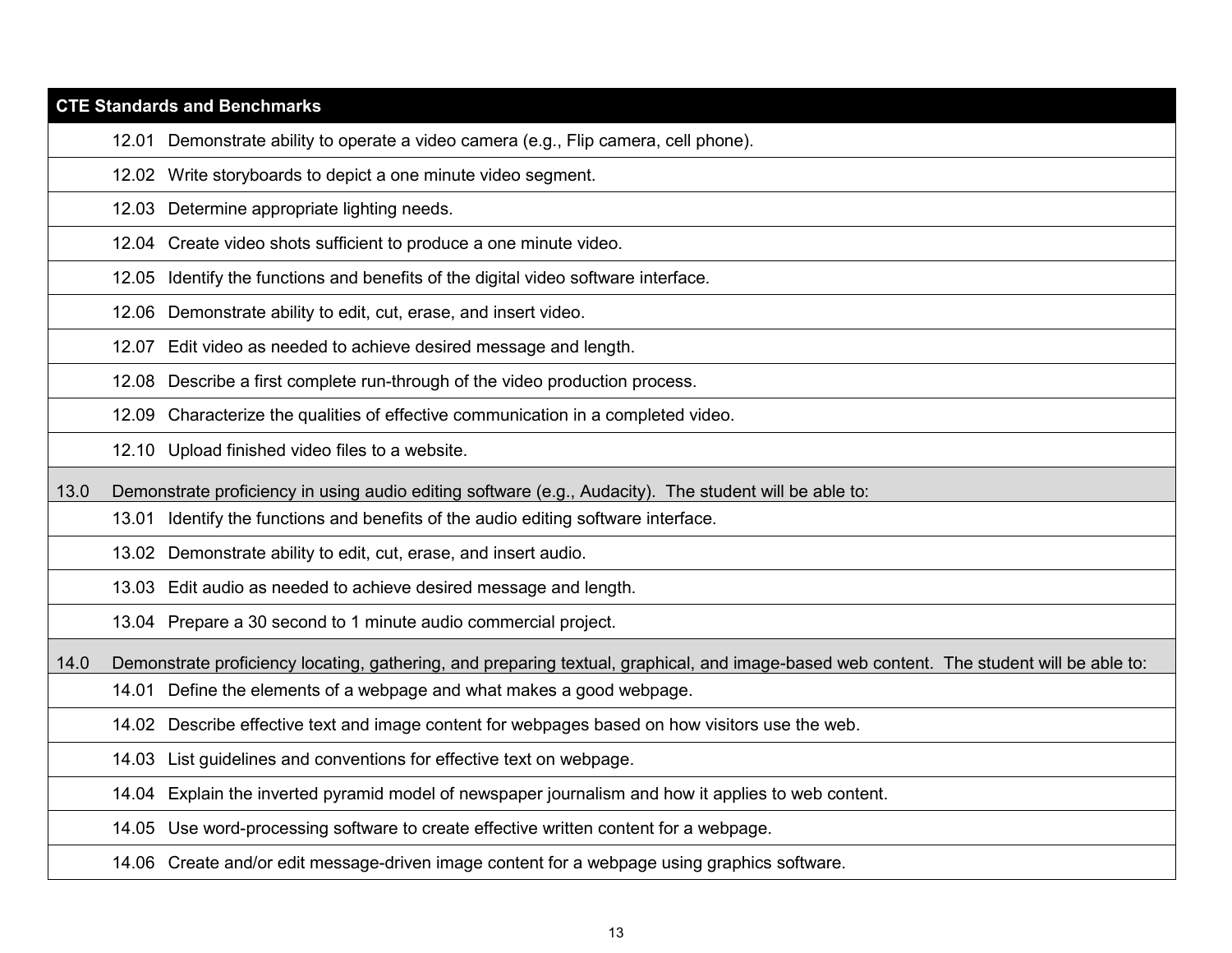| CTE Standards and Benchmarks | |
|---|---|
| | 12.01 Demonstrate ability to operate a video camera (e.g., Flip camera, cell phone). |
| | 12.02 Write storyboards to depict a one minute video segment. |
| | 12.03 Determine appropriate lighting needs. |
| | 12.04 Create video shots sufficient to produce a one minute video. |
| | 12.05 Identify the functions and benefits of the digital video software interface. |
| | 12.06 Demonstrate ability to edit, cut, erase, and insert video. |
| | 12.07 Edit video as needed to achieve desired message and length. |
| | 12.08 Describe a first complete run-through of the video production process. |
| | 12.09 Characterize the qualities of effective communication in a completed video. |
| | 12.10 Upload finished video files to a website. |
| 13.0 | Demonstrate proficiency in using audio editing software (e.g., Audacity). The student will be able to: |
| | 13.01 Identify the functions and benefits of the audio editing software interface. |
| | 13.02 Demonstrate ability to edit, cut, erase, and insert audio. |
| | 13.03 Edit audio as needed to achieve desired message and length. |
| | 13.04 Prepare a 30 second to 1 minute audio commercial project. |
| 14.0 | Demonstrate proficiency locating, gathering, and preparing textual, graphical, and image-based web content. The student will be able to: |
| | 14.01 Define the elements of a webpage and what makes a good webpage. |
| | 14.02 Describe effective text and image content for webpages based on how visitors use the web. |
| | 14.03 List guidelines and conventions for effective text on webpage. |
| | 14.04 Explain the inverted pyramid model of newspaper journalism and how it applies to web content. |
| | 14.05 Use word-processing software to create effective written content for a webpage. |
| | 14.06 Create and/or edit message-driven image content for a webpage using graphics software. |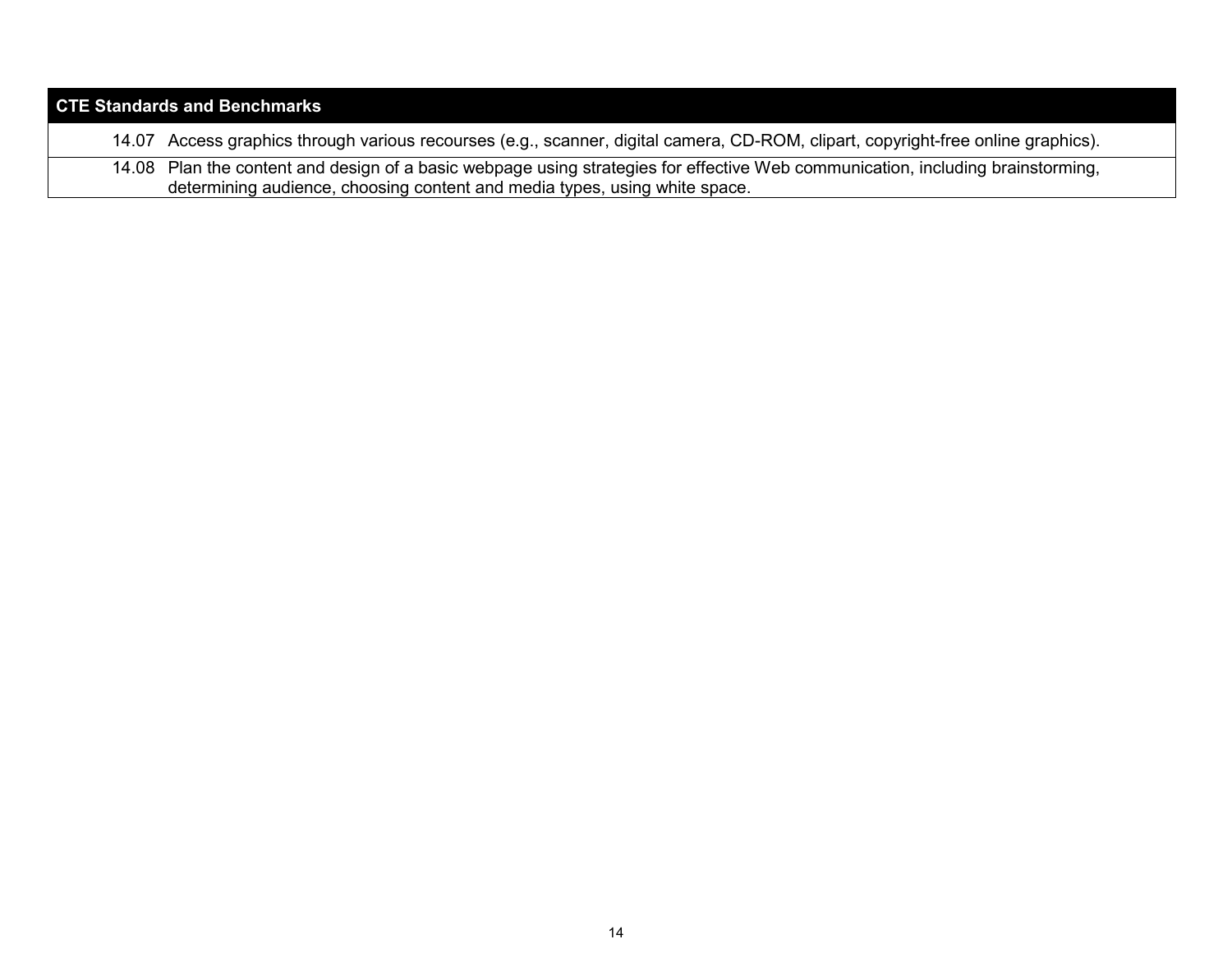| CTE Standards and Benchmarks | |
|---|---|
| 14.07 | Access graphics through various recourses (e.g., scanner, digital camera, CD-ROM, clipart, copyright-free online graphics). |
| 14.08 | Plan the content and design of a basic webpage using strategies for effective Web communication, including brainstorming, determining audience, choosing content and media types, using white space. |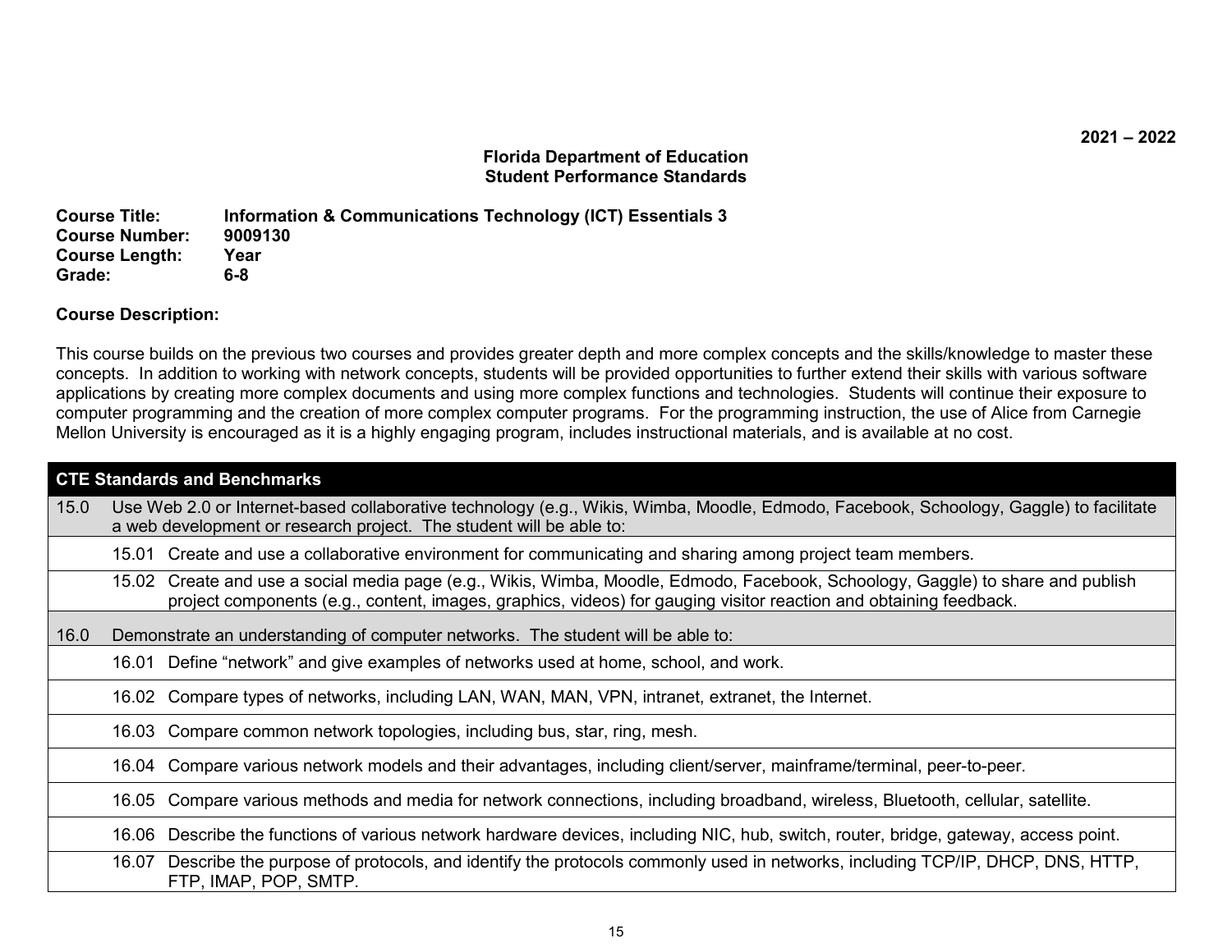2021 – 2022

**Florida Department of Education**
**Student Performance Standards**

**Course Title:** Information & Communications Technology (ICT) Essentials 3
**Course Number:** 9009130
**Course Length:** Year
**Grade:** 6-8

**Course Description:**

This course builds on the previous two courses and provides greater depth and more complex concepts and the skills/knowledge to master these concepts. In addition to working with network concepts, students will be provided opportunities to further extend their skills with various software applications by creating more complex documents and using more complex functions and technologies. Students will continue their exposure to computer programming and the creation of more complex computer programs. For the programming instruction, the use of Alice from Carnegie Mellon University is encouraged as it is a highly engaging program, includes instructional materials, and is available at no cost.

| CTE Standards and Benchmarks | |
|---|---|
| 15.0 | Use Web 2.0 or Internet-based collaborative technology (e.g., Wikis, Wimba, Moodle, Edmodo, Facebook, Schoology, Gaggle) to facilitate a web development or research project. The student will be able to: |
| 15.01 | Create and use a collaborative environment for communicating and sharing among project team members. |
| 15.02 | Create and use a social media page (e.g., Wikis, Wimba, Moodle, Edmodo, Facebook, Schoology, Gaggle) to share and publish project components (e.g., content, images, graphics, videos) for gauging visitor reaction and obtaining feedback. |
| 16.0 | Demonstrate an understanding of computer networks. The student will be able to: |
| 16.01 | Define "network" and give examples of networks used at home, school, and work. |
| 16.02 | Compare types of networks, including LAN, WAN, MAN, VPN, intranet, extranet, the Internet. |
| 16.03 | Compare common network topologies, including bus, star, ring, mesh. |
| 16.04 | Compare various network models and their advantages, including client/server, mainframe/terminal, peer-to-peer. |
| 16.05 | Compare various methods and media for network connections, including broadband, wireless, Bluetooth, cellular, satellite. |
| 16.06 | Describe the functions of various network hardware devices, including NIC, hub, switch, router, bridge, gateway, access point. |
| 16.07 | Describe the purpose of protocols, and identify the protocols commonly used in networks, including TCP/IP, DHCP, DNS, HTTP, FTP, IMAP, POP, SMTP. |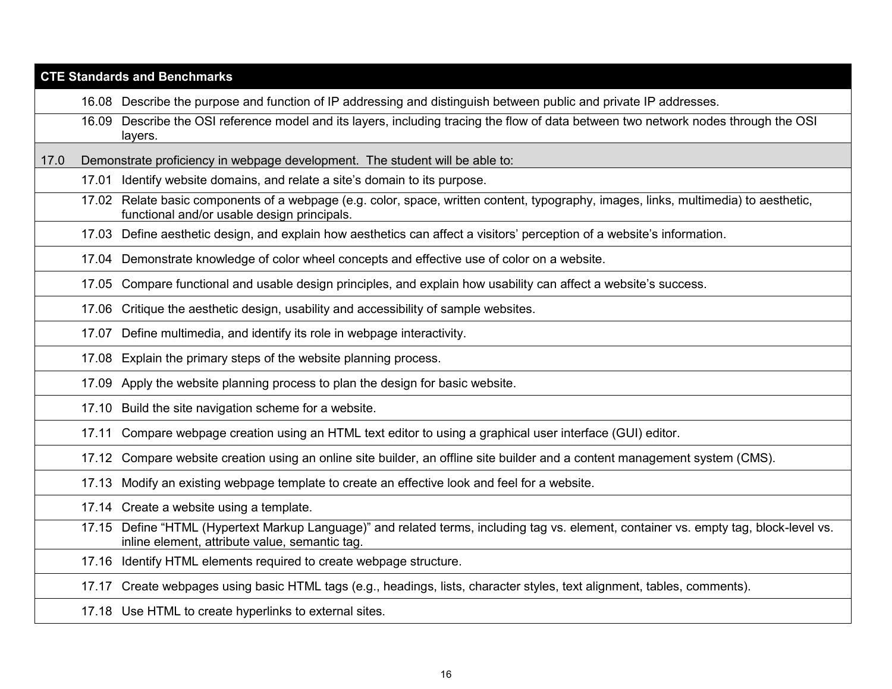| CTE Standards and Benchmarks |
|---|
| 16.08 Describe the purpose and function of IP addressing and distinguish between public and private IP addresses. |
| 16.09 Describe the OSI reference model and its layers, including tracing the flow of data between two network nodes through the OSI layers. |
| 17.0 Demonstrate proficiency in webpage development. The student will be able to: |
| 17.01 Identify website domains, and relate a site's domain to its purpose. |
| 17.02 Relate basic components of a webpage (e.g. color, space, written content, typography, images, links, multimedia) to aesthetic, functional and/or usable design principals. |
| 17.03 Define aesthetic design, and explain how aesthetics can affect a visitors' perception of a website's information. |
| 17.04 Demonstrate knowledge of color wheel concepts and effective use of color on a website. |
| 17.05 Compare functional and usable design principles, and explain how usability can affect a website's success. |
| 17.06 Critique the aesthetic design, usability and accessibility of sample websites. |
| 17.07 Define multimedia, and identify its role in webpage interactivity. |
| 17.08 Explain the primary steps of the website planning process. |
| 17.09 Apply the website planning process to plan the design for basic website. |
| 17.10 Build the site navigation scheme for a website. |
| 17.11 Compare webpage creation using an HTML text editor to using a graphical user interface (GUI) editor. |
| 17.12 Compare website creation using an online site builder, an offline site builder and a content management system (CMS). |
| 17.13 Modify an existing webpage template to create an effective look and feel for a website. |
| 17.14 Create a website using a template. |
| 17.15 Define "HTML (Hypertext Markup Language)" and related terms, including tag vs. element, container vs. empty tag, block-level vs. inline element, attribute value, semantic tag. |
| 17.16 Identify HTML elements required to create webpage structure. |
| 17.17 Create webpages using basic HTML tags (e.g., headings, lists, character styles, text alignment, tables, comments). |
| 17.18 Use HTML to create hyperlinks to external sites. |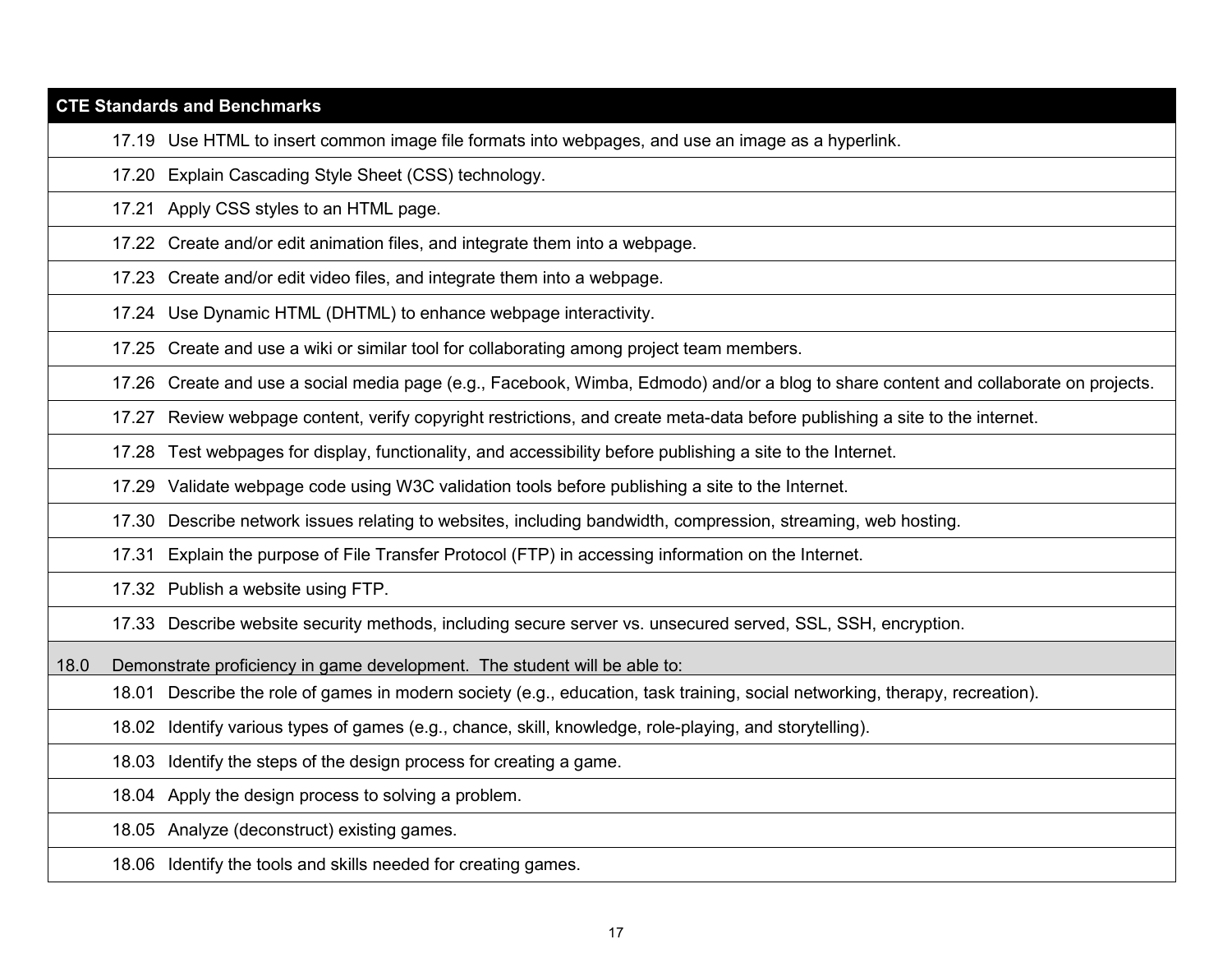| CTE Standards and Benchmarks |
|---|
| 17.19 Use HTML to insert common image file formats into webpages, and use an image as a hyperlink. |
| 17.20 Explain Cascading Style Sheet (CSS) technology. |
| 17.21 Apply CSS styles to an HTML page. |
| 17.22 Create and/or edit animation files, and integrate them into a webpage. |
| 17.23 Create and/or edit video files, and integrate them into a webpage. |
| 17.24 Use Dynamic HTML (DHTML) to enhance webpage interactivity. |
| 17.25 Create and use a wiki or similar tool for collaborating among project team members. |
| 17.26 Create and use a social media page (e.g., Facebook, Wimba, Edmodo) and/or a blog to share content and collaborate on projects. |
| 17.27 Review webpage content, verify copyright restrictions, and create meta-data before publishing a site to the internet. |
| 17.28 Test webpages for display, functionality, and accessibility before publishing a site to the Internet. |
| 17.29 Validate webpage code using W3C validation tools before publishing a site to the Internet. |
| 17.30 Describe network issues relating to websites, including bandwidth, compression, streaming, web hosting. |
| 17.31 Explain the purpose of File Transfer Protocol (FTP) in accessing information on the Internet. |
| 17.32 Publish a website using FTP. |
| 17.33 Describe website security methods, including secure server vs. unsecured served, SSL, SSH, encryption. |
| 18.0 Demonstrate proficiency in game development. The student will be able to: |
| 18.01 Describe the role of games in modern society (e.g., education, task training, social networking, therapy, recreation). |
| 18.02 Identify various types of games (e.g., chance, skill, knowledge, role-playing, and storytelling). |
| 18.03 Identify the steps of the design process for creating a game. |
| 18.04 Apply the design process to solving a problem. |
| 18.05 Analyze (deconstruct) existing games. |
| 18.06 Identify the tools and skills needed for creating games. |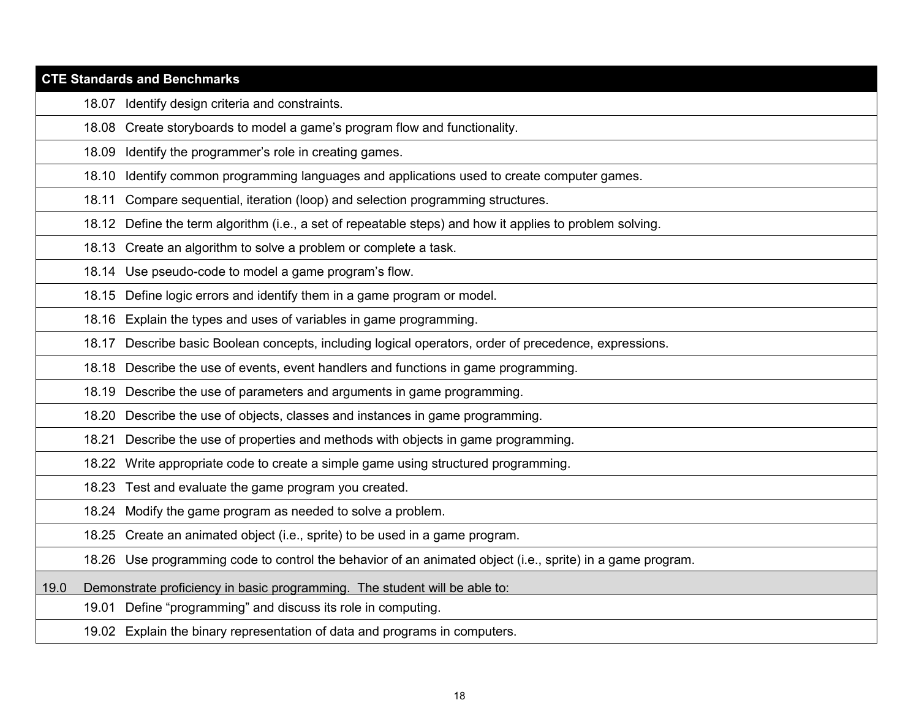| CTE Standards and Benchmarks |
|---|
| 18.07 Identify design criteria and constraints. |
| 18.08 Create storyboards to model a game's program flow and functionality. |
| 18.09 Identify the programmer's role in creating games. |
| 18.10 Identify common programming languages and applications used to create computer games. |
| 18.11 Compare sequential, iteration (loop) and selection programming structures. |
| 18.12 Define the term algorithm (i.e., a set of repeatable steps) and how it applies to problem solving. |
| 18.13 Create an algorithm to solve a problem or complete a task. |
| 18.14 Use pseudo-code to model a game program's flow. |
| 18.15 Define logic errors and identify them in a game program or model. |
| 18.16 Explain the types and uses of variables in game programming. |
| 18.17 Describe basic Boolean concepts, including logical operators, order of precedence, expressions. |
| 18.18 Describe the use of events, event handlers and functions in game programming. |
| 18.19 Describe the use of parameters and arguments in game programming. |
| 18.20 Describe the use of objects, classes and instances in game programming. |
| 18.21 Describe the use of properties and methods with objects in game programming. |
| 18.22 Write appropriate code to create a simple game using structured programming. |
| 18.23 Test and evaluate the game program you created. |
| 18.24 Modify the game program as needed to solve a problem. |
| 18.25 Create an animated object (i.e., sprite) to be used in a game program. |
| 18.26 Use programming code to control the behavior of an animated object (i.e., sprite) in a game program. |
| 19.0 Demonstrate proficiency in basic programming. The student will be able to: |
| 19.01 Define "programming" and discuss its role in computing. |
| 19.02 Explain the binary representation of data and programs in computers. |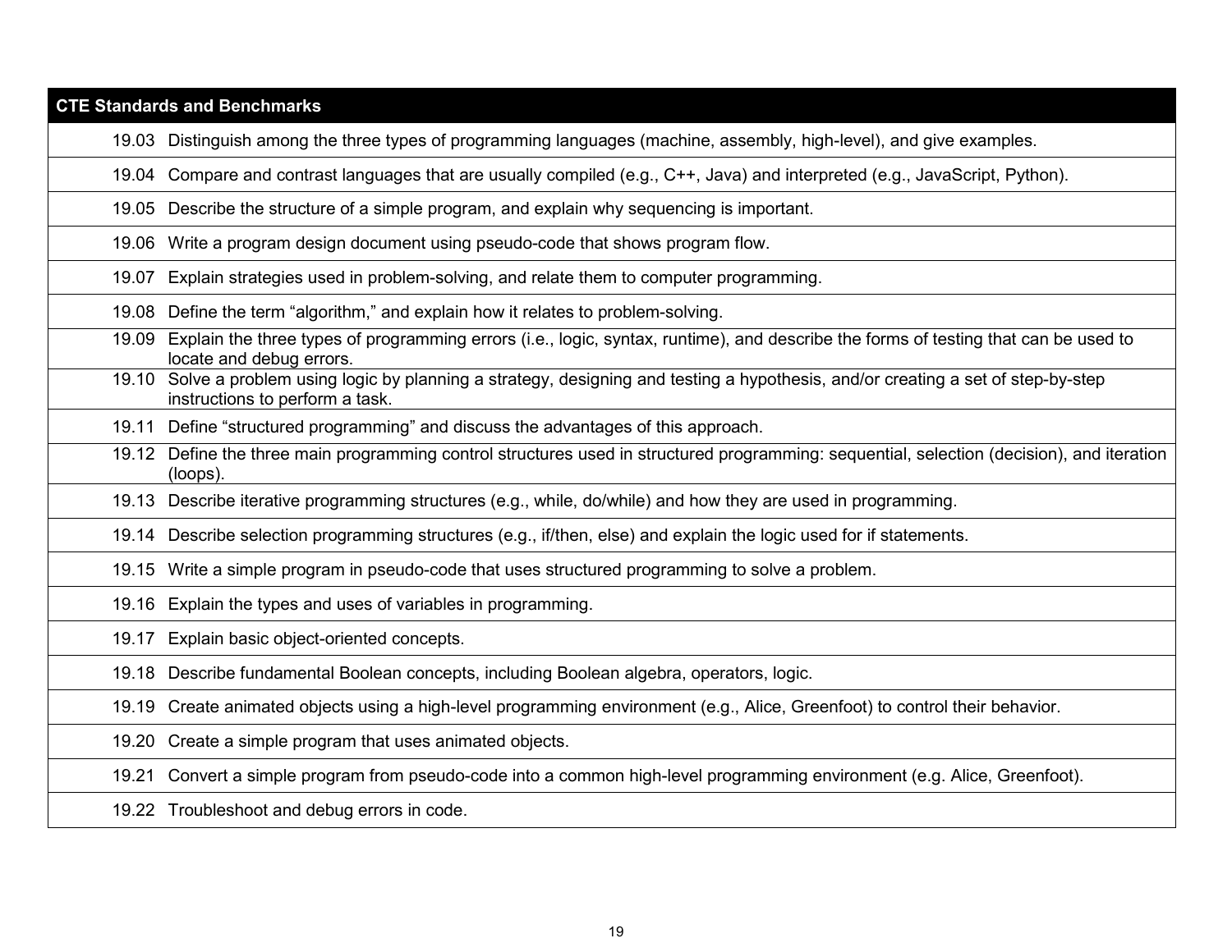| CTE Standards and Benchmarks |
|---|
| 19.03 Distinguish among the three types of programming languages (machine, assembly, high-level), and give examples. |
| 19.04 Compare and contrast languages that are usually compiled (e.g., C++, Java) and interpreted (e.g., JavaScript, Python). |
| 19.05 Describe the structure of a simple program, and explain why sequencing is important. |
| 19.06 Write a program design document using pseudo-code that shows program flow. |
| 19.07 Explain strategies used in problem-solving, and relate them to computer programming. |
| 19.08 Define the term "algorithm," and explain how it relates to problem-solving. |
| 19.09 Explain the three types of programming errors (i.e., logic, syntax, runtime), and describe the forms of testing that can be used to locate and debug errors. |
| 19.10 Solve a problem using logic by planning a strategy, designing and testing a hypothesis, and/or creating a set of step-by-step instructions to perform a task. |
| 19.11 Define "structured programming" and discuss the advantages of this approach. |
| 19.12 Define the three main programming control structures used in structured programming: sequential, selection (decision), and iteration (loops). |
| 19.13 Describe iterative programming structures (e.g., while, do/while) and how they are used in programming. |
| 19.14 Describe selection programming structures (e.g., if/then, else) and explain the logic used for if statements. |
| 19.15 Write a simple program in pseudo-code that uses structured programming to solve a problem. |
| 19.16 Explain the types and uses of variables in programming. |
| 19.17 Explain basic object-oriented concepts. |
| 19.18 Describe fundamental Boolean concepts, including Boolean algebra, operators, logic. |
| 19.19 Create animated objects using a high-level programming environment (e.g., Alice, Greenfoot) to control their behavior. |
| 19.20 Create a simple program that uses animated objects. |
| 19.21 Convert a simple program from pseudo-code into a common high-level programming environment (e.g. Alice, Greenfoot). |
| 19.22 Troubleshoot and debug errors in code. |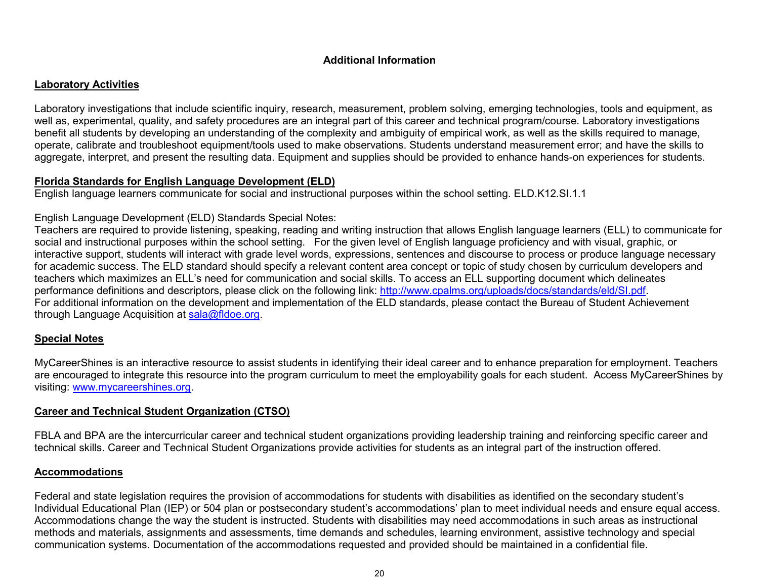## Additional Information

### Laboratory Activities

Laboratory investigations that include scientific inquiry, research, measurement, problem solving, emerging technologies, tools and equipment, as well as, experimental, quality, and safety procedures are an integral part of this career and technical program/course. Laboratory investigations benefit all students by developing an understanding of the complexity and ambiguity of empirical work, as well as the skills required to manage, operate, calibrate and troubleshoot equipment/tools used to make observations. Students understand measurement error; and have the skills to aggregate, interpret, and present the resulting data. Equipment and supplies should be provided to enhance hands-on experiences for students.

### Florida Standards for English Language Development (ELD)

English language learners communicate for social and instructional purposes within the school setting. ELD.K12.SI.1.1

English Language Development (ELD) Standards Special Notes:
Teachers are required to provide listening, speaking, reading and writing instruction that allows English language learners (ELL) to communicate for social and instructional purposes within the school setting. For the given level of English language proficiency and with visual, graphic, or interactive support, students will interact with grade level words, expressions, sentences and discourse to process or produce language necessary for academic success. The ELD standard should specify a relevant content area concept or topic of study chosen by curriculum developers and teachers which maximizes an ELL's need for communication and social skills. To access an ELL supporting document which delineates performance definitions and descriptors, please click on the following link: http://www.cpalms.org/uploads/docs/standards/eld/SI.pdf.
For additional information on the development and implementation of the ELD standards, please contact the Bureau of Student Achievement through Language Acquisition at sala@fldoe.org.

### Special Notes

MyCareerShines is an interactive resource to assist students in identifying their ideal career and to enhance preparation for employment. Teachers are encouraged to integrate this resource into the program curriculum to meet the employability goals for each student. Access MyCareerShines by visiting: www.mycareershines.org.

### Career and Technical Student Organization (CTSO)

FBLA and BPA are the intercurricular career and technical student organizations providing leadership training and reinforcing specific career and technical skills. Career and Technical Student Organizations provide activities for students as an integral part of the instruction offered.

### Accommodations

Federal and state legislation requires the provision of accommodations for students with disabilities as identified on the secondary student's Individual Educational Plan (IEP) or 504 plan or postsecondary student's accommodations' plan to meet individual needs and ensure equal access. Accommodations change the way the student is instructed. Students with disabilities may need accommodations in such areas as instructional methods and materials, assignments and assessments, time demands and schedules, learning environment, assistive technology and special communication systems. Documentation of the accommodations requested and provided should be maintained in a confidential file.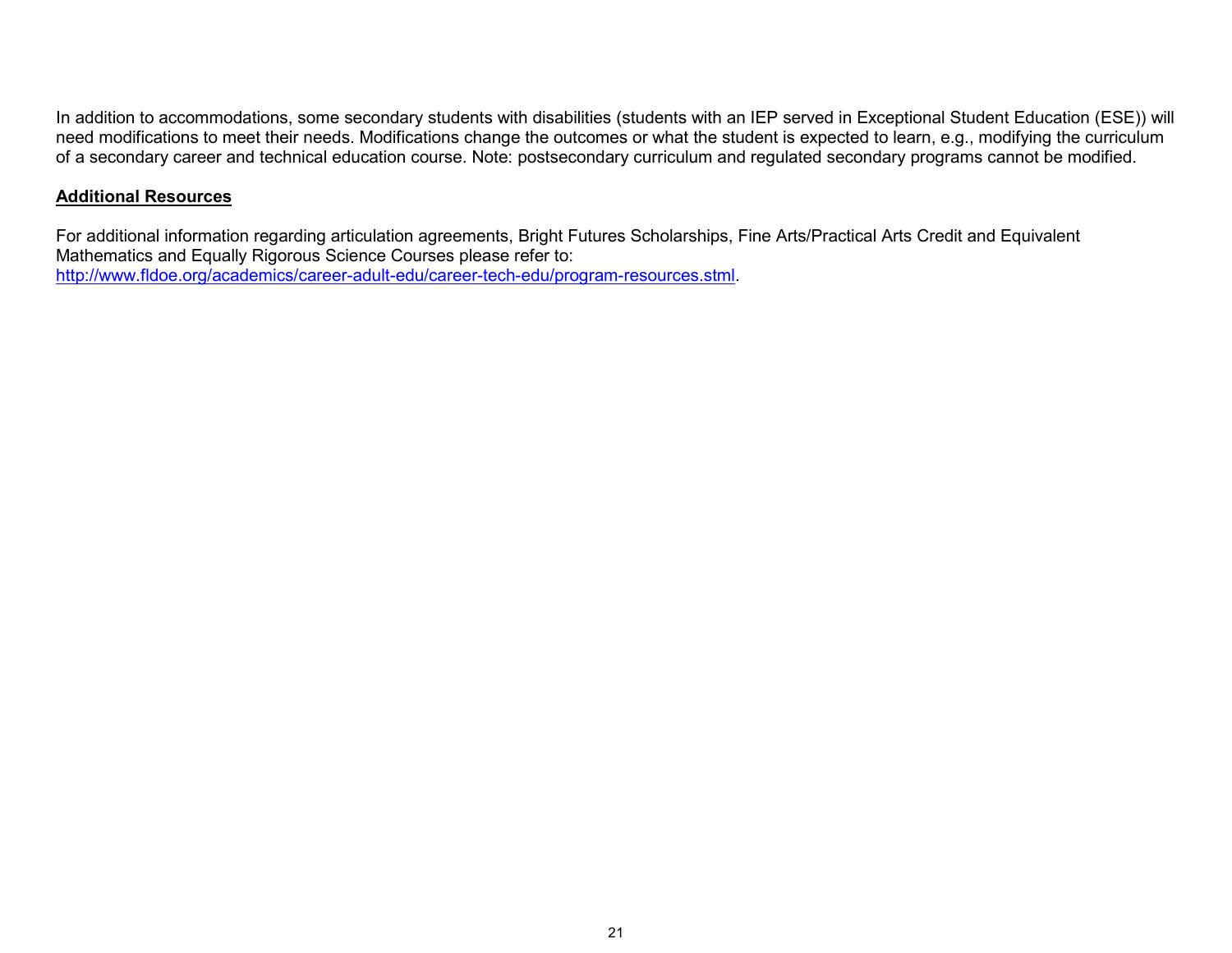In addition to accommodations, some secondary students with disabilities (students with an IEP served in Exceptional Student Education (ESE)) will need modifications to meet their needs. Modifications change the outcomes or what the student is expected to learn, e.g., modifying the curriculum of a secondary career and technical education course. Note: postsecondary curriculum and regulated secondary programs cannot be modified.

**Additional Resources**

For additional information regarding articulation agreements, Bright Futures Scholarships, Fine Arts/Practical Arts Credit and Equivalent Mathematics and Equally Rigorous Science Courses please refer to:
[http://www.fldoe.org/academics/career-adult-edu/career-tech-edu/program-resources.stml](http://www.fldoe.org/academics/career-adult-edu/career-tech-edu/program-resources.stml).